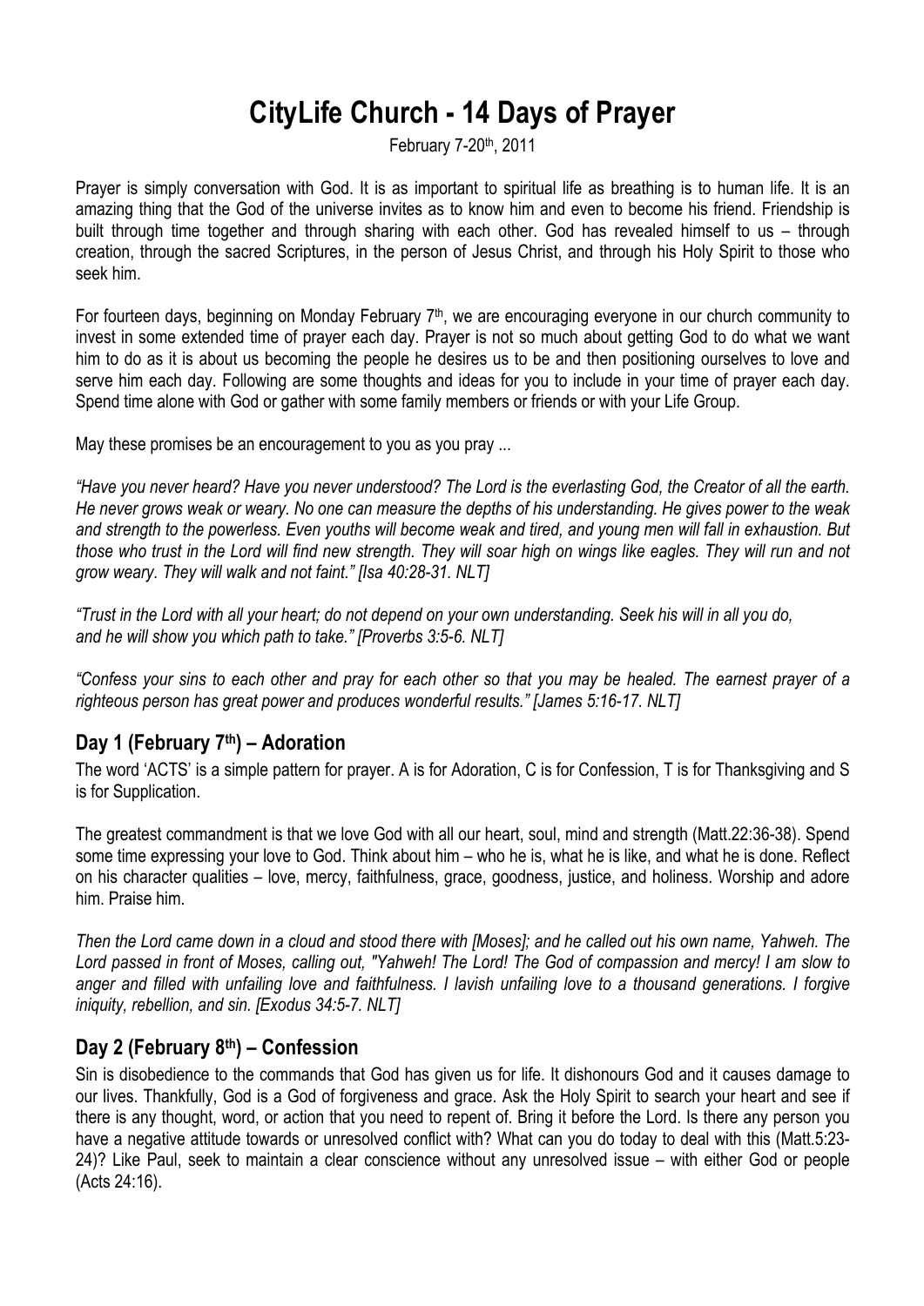# CityLife Church - 14 Days of Prayer

February 7-20th, 2011

Prayer is simply conversation with God. It is as important to spiritual life as breathing is to human life. It is an amazing thing that the God of the universe invites as to know him and even to become his friend. Friendship is built through time together and through sharing with each other. God has revealed himself to us – through creation, through the sacred Scriptures, in the person of Jesus Christ, and through his Holy Spirit to those who seek him.

For fourteen days, beginning on Monday February 7th, we are encouraging everyone in our church community to invest in some extended time of prayer each day. Prayer is not so much about getting God to do what we want him to do as it is about us becoming the people he desires us to be and then positioning ourselves to love and serve him each day. Following are some thoughts and ideas for you to include in your time of prayer each day. Spend time alone with God or gather with some family members or friends or with your Life Group.

May these promises be an encouragement to you as you pray ...

*"Have you never heard? Have you never understood? The Lord is the everlasting God, the Creator of all the earth. He never grows weak or weary. No one can measure the depths of his understanding. He gives power to the weak and strength to the powerless. Even youths will become weak and tired, and young men will fall in exhaustion. But those who trust in the Lord will find new strength. They will soar high on wings like eagles. They will run and not grow weary. They will walk and not faint." [Isa 40:28-31. NLT]*

*"Trust in the Lord with all your heart; do not depend on your own understanding. Seek his will in all you do, and he will show you which path to take." [Proverbs 3:5-6. NLT]*

*"Confess your sins to each other and pray for each other so that you may be healed. The earnest prayer of a righteous person has great power and produces wonderful results." [James 5:16-17. NLT]*

## Day 1 (February 7th) – Adoration

The word 'ACTS' is a simple pattern for prayer. A is for Adoration, C is for Confession, T is for Thanksgiving and S is for Supplication.

The greatest commandment is that we love God with all our heart, soul, mind and strength (Matt.22:36-38). Spend some time expressing your love to God. Think about him – who he is, what he is like, and what he is done. Reflect on his character qualities – love, mercy, faithfulness, grace, goodness, justice, and holiness. Worship and adore him. Praise him.

*Then the Lord came down in a cloud and stood there with [Moses]; and he called out his own name, Yahweh. The Lord passed in front of Moses, calling out, "Yahweh! The Lord! The God of compassion and mercy! I am slow to anger and filled with unfailing love and faithfulness. I lavish unfailing love to a thousand generations. I forgive iniquity, rebellion, and sin. [Exodus 34:5-7. NLT]*

## Day 2 (February 8th) – Confession

Sin is disobedience to the commands that God has given us for life. It dishonours God and it causes damage to our lives. Thankfully, God is a God of forgiveness and grace. Ask the Holy Spirit to search your heart and see if there is any thought, word, or action that you need to repent of. Bring it before the Lord. Is there any person you have a negative attitude towards or unresolved conflict with? What can you do today to deal with this (Matt.5:23-24)? Like Paul, seek to maintain a clear conscience without any unresolved issue – with either God or people (Acts 24:16).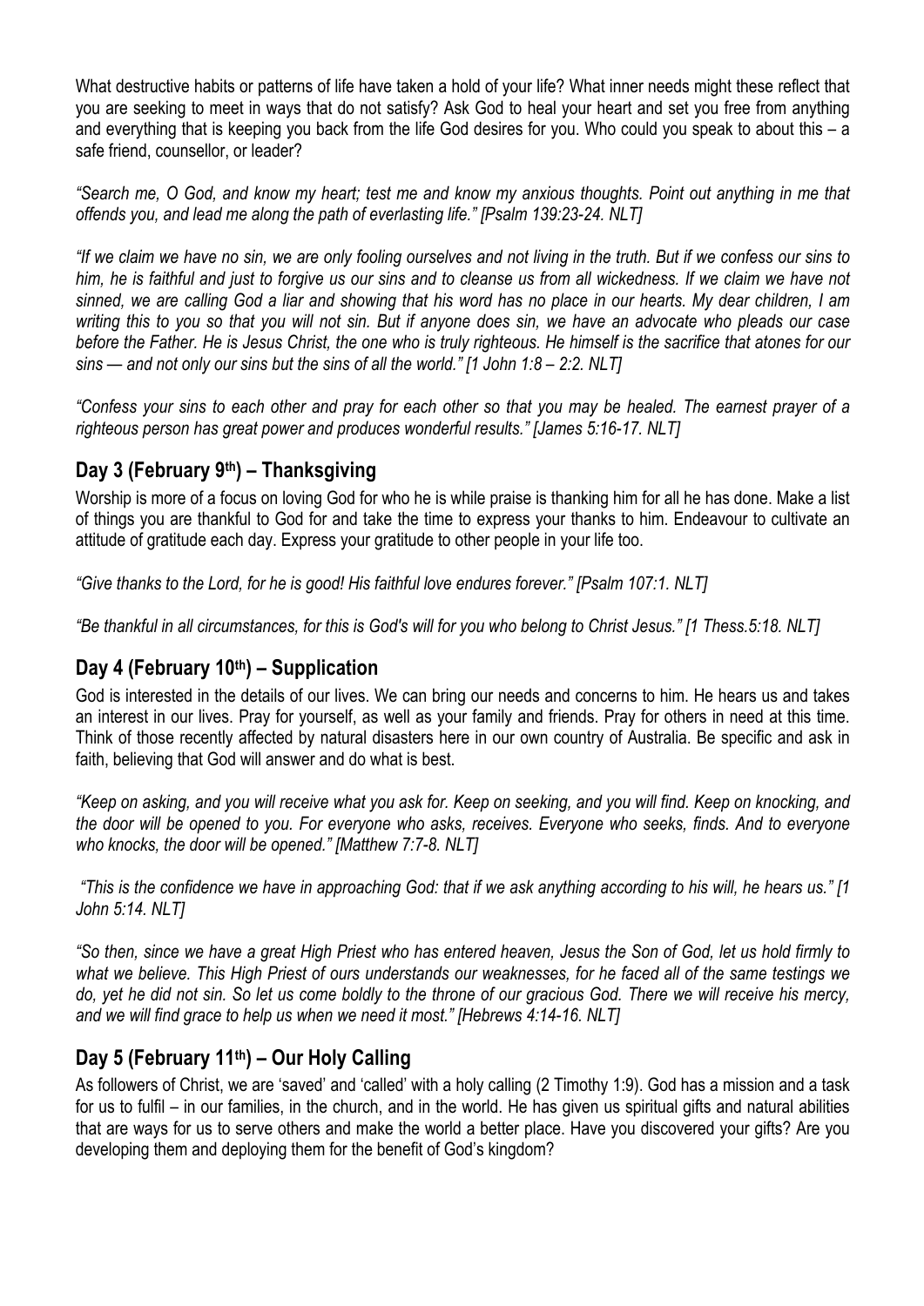What destructive habits or patterns of life have taken a hold of your life? What inner needs might these reflect that you are seeking to meet in ways that do not satisfy? Ask God to heal your heart and set you free from anything and everything that is keeping you back from the life God desires for you. Who could you speak to about this – a safe friend, counsellor, or leader?

*"Search me, O God, and know my heart; test me and know my anxious thoughts. Point out anything in me that offends you, and lead me along the path of everlasting life." [Psalm 139:23-24. NLT]*

*"If we claim we have no sin, we are only fooling ourselves and not living in the truth. But if we confess our sins to him, he is faithful and just to forgive us our sins and to cleanse us from all wickedness. If we claim we have not sinned, we are calling God a liar and showing that his word has no place in our hearts. My dear children, I am writing this to you so that you will not sin. But if anyone does sin, we have an advocate who pleads our case before the Father. He is Jesus Christ, the one who is truly righteous. He himself is the sacrifice that atones for our sins — and not only our sins but the sins of all the world." [1 John 1:8 – 2:2. NLT]*

*"Confess your sins to each other and pray for each other so that you may be healed. The earnest prayer of a righteous person has great power and produces wonderful results." [James 5:16-17. NLT]*

## Day 3 (February 9th) – Thanksgiving

Worship is more of a focus on loving God for who he is while praise is thanking him for all he has done. Make a list of things you are thankful to God for and take the time to express your thanks to him. Endeavour to cultivate an attitude of gratitude each day. Express your gratitude to other people in your life too.

*"Give thanks to the Lord, for he is good! His faithful love endures forever." [Psalm 107:1. NLT]*

*"Be thankful in all circumstances, for this is God's will for you who belong to Christ Jesus." [1 Thess.5:18. NLT]*

## Day 4 (February 10th) – Supplication

God is interested in the details of our lives. We can bring our needs and concerns to him. He hears us and takes an interest in our lives. Pray for yourself, as well as your family and friends. Pray for others in need at this time. Think of those recently affected by natural disasters here in our own country of Australia. Be specific and ask in faith, believing that God will answer and do what is best.

*"Keep on asking, and you will receive what you ask for. Keep on seeking, and you will find. Keep on knocking, and the door will be opened to you. For everyone who asks, receives. Everyone who seeks, finds. And to everyone who knocks, the door will be opened." [Matthew 7:7-8. NLT]*

*"This is the confidence we have in approaching God: that if we ask anything according to his will, he hears us." [1 John 5:14. NLT]*

*"So then, since we have a great High Priest who has entered heaven, Jesus the Son of God, let us hold firmly to what we believe. This High Priest of ours understands our weaknesses, for he faced all of the same testings we do, yet he did not sin. So let us come boldly to the throne of our gracious God. There we will receive his mercy, and we will find grace to help us when we need it most." [Hebrews 4:14-16. NLT]*

## Day 5 (February 11th) – Our Holy Calling

As followers of Christ, we are 'saved' and 'called' with a holy calling (2 Timothy 1:9). God has a mission and a task for us to fulfil – in our families, in the church, and in the world. He has given us spiritual gifts and natural abilities that are ways for us to serve others and make the world a better place. Have you discovered your gifts? Are you developing them and deploying them for the benefit of God's kingdom?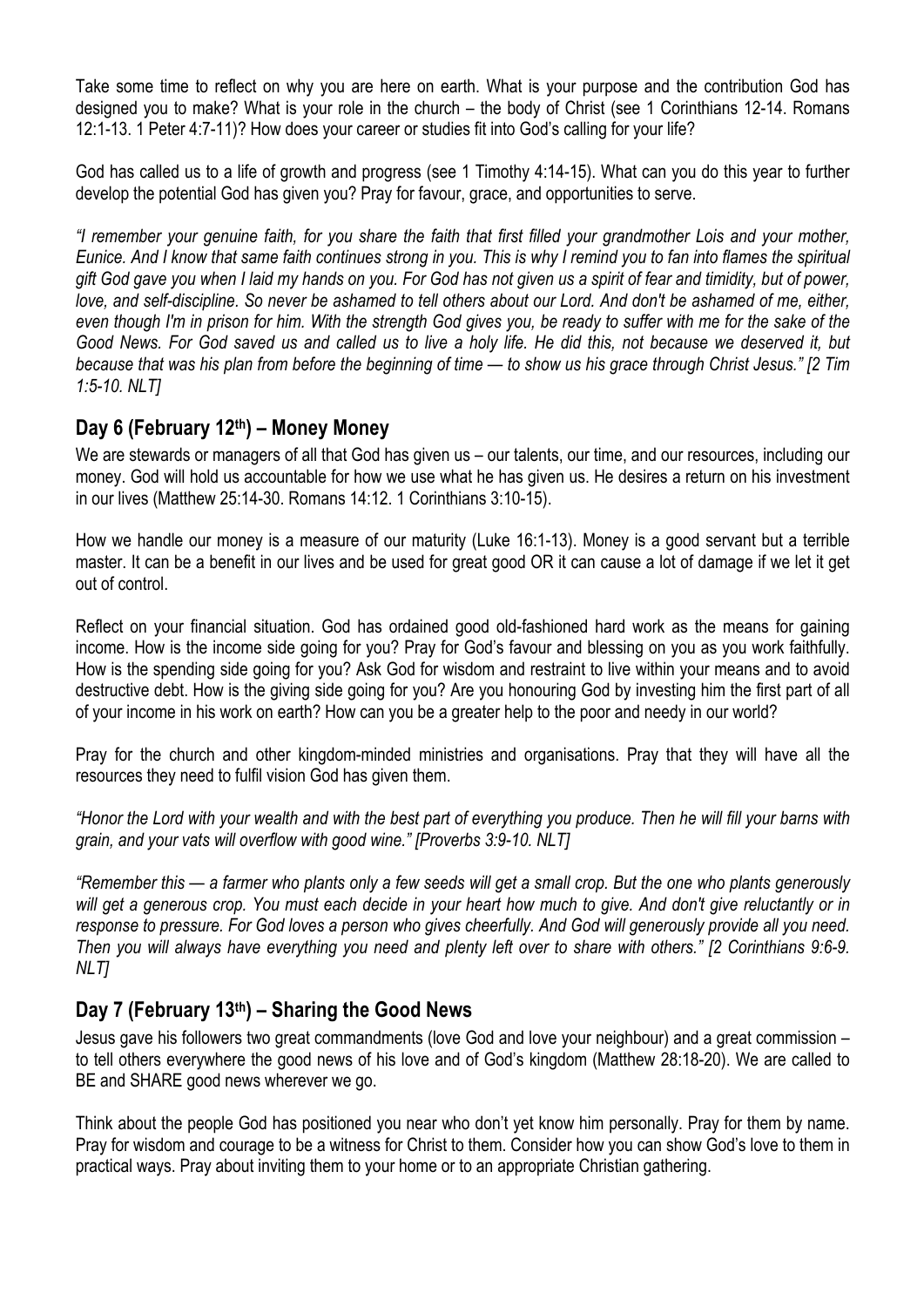Take some time to reflect on why you are here on earth. What is your purpose and the contribution God has designed you to make? What is your role in the church – the body of Christ (see 1 Corinthians 12-14. Romans 12:1-13. 1 Peter 4:7-11)? How does your career or studies fit into God's calling for your life?

God has called us to a life of growth and progress (see 1 Timothy 4:14-15). What can you do this year to further develop the potential God has given you? Pray for favour, grace, and opportunities to serve.

*"I remember your genuine faith, for you share the faith that first filled your grandmother Lois and your mother, Eunice. And I know that same faith continues strong in you. This is why I remind you to fan into flames the spiritual gift God gave you when I laid my hands on you. For God has not given us a spirit of fear and timidity, but of power, love, and self-discipline. So never be ashamed to tell others about our Lord. And don't be ashamed of me, either, even though I'm in prison for him. With the strength God gives you, be ready to suffer with me for the sake of the Good News. For God saved us and called us to live a holy life. He did this, not because we deserved it, but because that was his plan from before the beginning of time — to show us his grace through Christ Jesus." [2 Tim 1:5-10. NLT]*

## Day 6 (February 12th) – Money Money

We are stewards or managers of all that God has given us – our talents, our time, and our resources, including our money. God will hold us accountable for how we use what he has given us. He desires a return on his investment in our lives (Matthew 25:14-30. Romans 14:12. 1 Corinthians 3:10-15).

How we handle our money is a measure of our maturity (Luke 16:1-13). Money is a good servant but a terrible master. It can be a benefit in our lives and be used for great good OR it can cause a lot of damage if we let it get out of control.

Reflect on your financial situation. God has ordained good old-fashioned hard work as the means for gaining income. How is the income side going for you? Pray for God's favour and blessing on you as you work faithfully. How is the spending side going for you? Ask God for wisdom and restraint to live within your means and to avoid destructive debt. How is the giving side going for you? Are you honouring God by investing him the first part of all of your income in his work on earth? How can you be a greater help to the poor and needy in our world?

Pray for the church and other kingdom-minded ministries and organisations. Pray that they will have all the resources they need to fulfil vision God has given them.

*"Honor the Lord with your wealth and with the best part of everything you produce. Then he will fill your barns with grain, and your vats will overflow with good wine." [Proverbs 3:9-10. NLT]*

*"Remember this — a farmer who plants only a few seeds will get a small crop. But the one who plants generously will get a generous crop. You must each decide in your heart how much to give. And don't give reluctantly or in response to pressure. For God loves a person who gives cheerfully. And God will generously provide all you need. Then you will always have everything you need and plenty left over to share with others." [2 Corinthians 9:6-9. NLT]*

## Day 7 (February 13th) – Sharing the Good News

Jesus gave his followers two great commandments (love God and love your neighbour) and a great commission – to tell others everywhere the good news of his love and of God's kingdom (Matthew 28:18-20). We are called to BE and SHARE good news wherever we go.

Think about the people God has positioned you near who don't yet know him personally. Pray for them by name. Pray for wisdom and courage to be a witness for Christ to them. Consider how you can show God's love to them in practical ways. Pray about inviting them to your home or to an appropriate Christian gathering.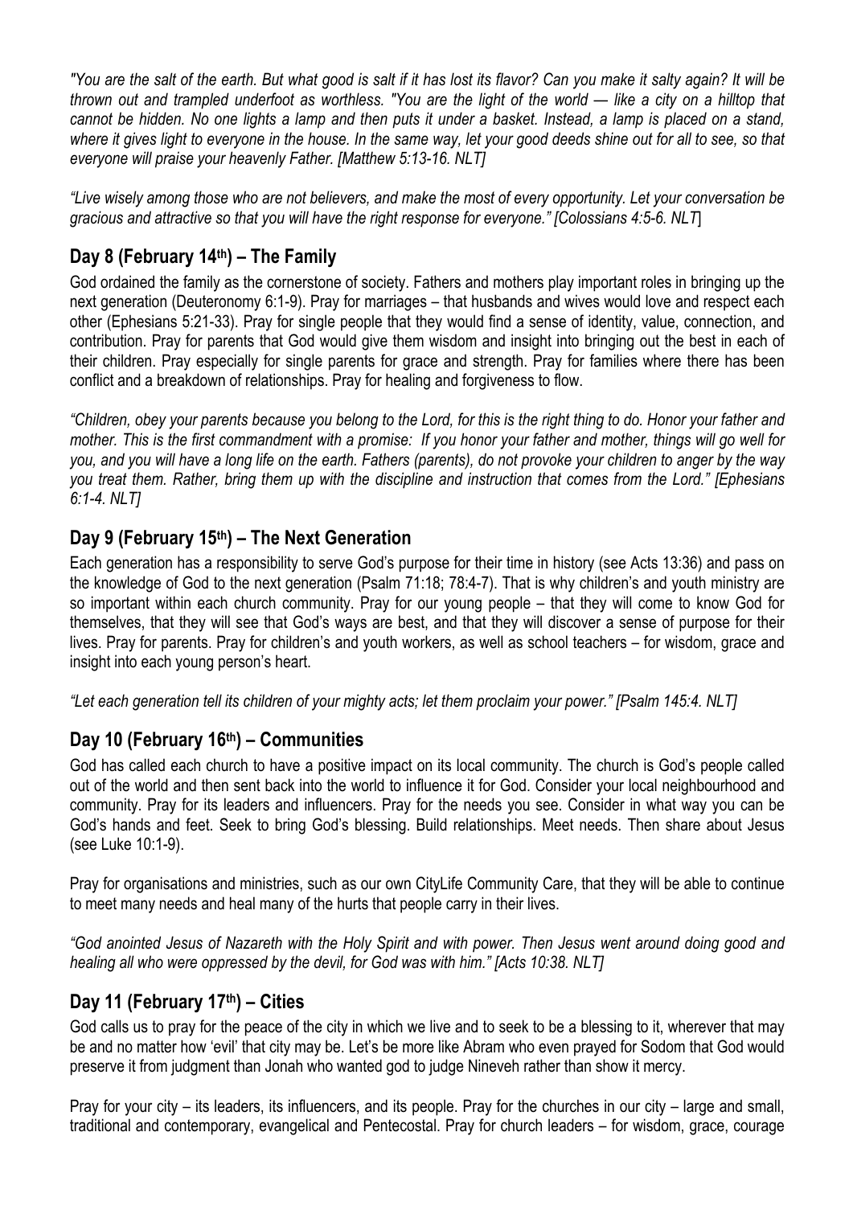*"You are the salt of the earth. But what good is salt if it has lost its flavor? Can you make it salty again? It will be thrown out and trampled underfoot as worthless. "You are the light of the world — like a city on a hilltop that cannot be hidden. No one lights a lamp and then puts it under a basket. Instead, a lamp is placed on a stand, where it gives light to everyone in the house. In the same way, let your good deeds shine out for all to see, so that everyone will praise your heavenly Father. [Matthew 5:13-16. NLT]*

*"Live wisely among those who are not believers, and make the most of every opportunity. Let your conversation be gracious and attractive so that you will have the right response for everyone." [Colossians 4:5-6. NLT]*

## Day 8 (February 14th) – The Family

God ordained the family as the cornerstone of society. Fathers and mothers play important roles in bringing up the next generation (Deuteronomy 6:1-9). Pray for marriages – that husbands and wives would love and respect each other (Ephesians 5:21-33). Pray for single people that they would find a sense of identity, value, connection, and contribution. Pray for parents that God would give them wisdom and insight into bringing out the best in each of their children. Pray especially for single parents for grace and strength. Pray for families where there has been conflict and a breakdown of relationships. Pray for healing and forgiveness to flow.

*"Children, obey your parents because you belong to the Lord, for this is the right thing to do. Honor your father and mother. This is the first commandment with a promise: If you honor your father and mother, things will go well for you, and you will have a long life on the earth. Fathers (parents), do not provoke your children to anger by the way you treat them. Rather, bring them up with the discipline and instruction that comes from the Lord." [Ephesians 6:1-4. NLT]*

## Day 9 (February 15th) – The Next Generation

Each generation has a responsibility to serve God's purpose for their time in history (see Acts 13:36) and pass on the knowledge of God to the next generation (Psalm 71:18; 78:4-7). That is why children's and youth ministry are so important within each church community. Pray for our young people – that they will come to know God for themselves, that they will see that God's ways are best, and that they will discover a sense of purpose for their lives. Pray for parents. Pray for children's and youth workers, as well as school teachers – for wisdom, grace and insight into each young person's heart.

*"Let each generation tell its children of your mighty acts; let them proclaim your power." [Psalm 145:4. NLT]*

## Day 10 (February 16th) – Communities

God has called each church to have a positive impact on its local community. The church is God's people called out of the world and then sent back into the world to influence it for God. Consider your local neighbourhood and community. Pray for its leaders and influencers. Pray for the needs you see. Consider in what way you can be God's hands and feet. Seek to bring God's blessing. Build relationships. Meet needs. Then share about Jesus (see Luke 10:1-9).

Pray for organisations and ministries, such as our own CityLife Community Care, that they will be able to continue to meet many needs and heal many of the hurts that people carry in their lives.

*"God anointed Jesus of Nazareth with the Holy Spirit and with power. Then Jesus went around doing good and healing all who were oppressed by the devil, for God was with him." [Acts 10:38. NLT]*

## Day 11 (February 17th) – Cities

God calls us to pray for the peace of the city in which we live and to seek to be a blessing to it, wherever that may be and no matter how 'evil' that city may be. Let's be more like Abram who even prayed for Sodom that God would preserve it from judgment than Jonah who wanted god to judge Nineveh rather than show it mercy.

Pray for your city – its leaders, its influencers, and its people. Pray for the churches in our city – large and small, traditional and contemporary, evangelical and Pentecostal. Pray for church leaders – for wisdom, grace, courage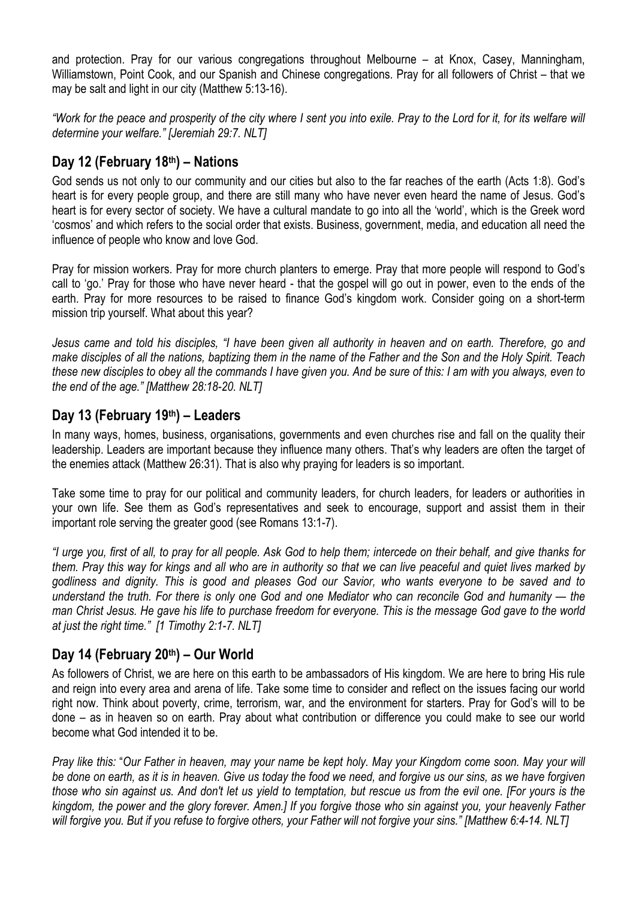and protection. Pray for our various congregations throughout Melbourne – at Knox, Casey, Manningham, Williamstown, Point Cook, and our Spanish and Chinese congregations. Pray for all followers of Christ – that we may be salt and light in our city (Matthew 5:13-16).

*"Work for the peace and prosperity of the city where I sent you into exile. Pray to the Lord for it, for its welfare will determine your welfare." [Jeremiah 29:7. NLT]*

## Day 12 (February 18th) – Nations

God sends us not only to our community and our cities but also to the far reaches of the earth (Acts 1:8). God's heart is for every people group, and there are still many who have never even heard the name of Jesus. God's heart is for every sector of society. We have a cultural mandate to go into all the 'world', which is the Greek word 'cosmos' and which refers to the social order that exists. Business, government, media, and education all need the influence of people who know and love God.

Pray for mission workers. Pray for more church planters to emerge. Pray that more people will respond to God's call to 'go.' Pray for those who have never heard - that the gospel will go out in power, even to the ends of the earth. Pray for more resources to be raised to finance God's kingdom work. Consider going on a short-term mission trip yourself. What about this year?

*Jesus came and told his disciples, "I have been given all authority in heaven and on earth. Therefore, go and make disciples of all the nations, baptizing them in the name of the Father and the Son and the Holy Spirit. Teach these new disciples to obey all the commands I have given you. And be sure of this: I am with you always, even to the end of the age." [Matthew 28:18-20. NLT]*

## Day 13 (February 19th) – Leaders

In many ways, homes, business, organisations, governments and even churches rise and fall on the quality their leadership. Leaders are important because they influence many others. That's why leaders are often the target of the enemies attack (Matthew 26:31). That is also why praying for leaders is so important.

Take some time to pray for our political and community leaders, for church leaders, for leaders or authorities in your own life. See them as God's representatives and seek to encourage, support and assist them in their important role serving the greater good (see Romans 13:1-7).

*"I urge you, first of all, to pray for all people. Ask God to help them; intercede on their behalf, and give thanks for them. Pray this way for kings and all who are in authority so that we can live peaceful and quiet lives marked by godliness and dignity. This is good and pleases God our Savior, who wants everyone to be saved and to understand the truth. For there is only one God and one Mediator who can reconcile God and humanity — the man Christ Jesus. He gave his life to purchase freedom for everyone. This is the message God gave to the world at just the right time." [1 Timothy 2:1-7. NLT]*

## Day 14 (February 20th) – Our World

As followers of Christ, we are here on this earth to be ambassadors of His kingdom. We are here to bring His rule and reign into every area and arena of life. Take some time to consider and reflect on the issues facing our world right now. Think about poverty, crime, terrorism, war, and the environment for starters. Pray for God's will to be done – as in heaven so on earth. Pray about what contribution or difference you could make to see our world become what God intended it to be.

*Pray like this:* "*Our Father in heaven, may your name be kept holy. May your Kingdom come soon. May your will be done on earth, as it is in heaven. Give us today the food we need, and forgive us our sins, as we have forgiven those who sin against us. And don't let us yield to temptation, but rescue us from the evil one. [For yours is the kingdom, the power and the glory forever. Amen.] If you forgive those who sin against you, your heavenly Father will forgive you. But if you refuse to forgive others, your Father will not forgive your sins." [Matthew 6:4-14. NLT]*